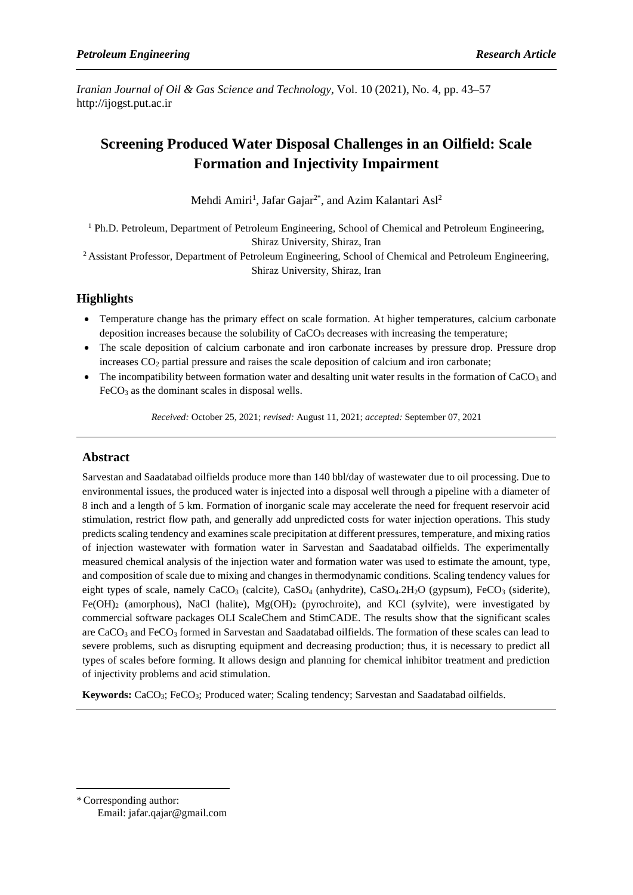*Petroleum Engineering* ***Research Article***

*Iranian Journal of Oil & Gas Science and Technology*, Vol. 10 (2021), No. 4, pp. 43–57
http://ijogst.put.ac.ir

# Screening Produced Water Disposal Challenges in an Oilfield: Scale Formation and Injectivity Impairment

Mehdi Amiri[1], Jafar Gajar[2*], and Azim Kalantari Asl[2]

[1] Ph.D. Petroleum, Department of Petroleum Engineering, School of Chemical and Petroleum Engineering, Shiraz University, Shiraz, Iran

[2] Assistant Professor, Department of Petroleum Engineering, School of Chemical and Petroleum Engineering, Shiraz University, Shiraz, Iran

## Highlights

- Temperature change has the primary effect on scale formation. At higher temperatures, calcium carbonate deposition increases because the solubility of $CaCO_3$ decreases with increasing the temperature;
- The scale deposition of calcium carbonate and iron carbonate increases by pressure drop. Pressure drop increases $CO_2$ partial pressure and raises the scale deposition of calcium and iron carbonate;
- The incompatibility between formation water and desalting unit water results in the formation of $CaCO_3$ and $FeCO_3$ as the dominant scales in disposal wells.

*Received:* October 25, 2021; *revised:* August 11, 2021; *accepted:* September 07, 2021

## Abstract

Sarvestan and Saadatabad oilfields produce more than 140 bbl/day of wastewater due to oil processing. Due to environmental issues, the produced water is injected into a disposal well through a pipeline with a diameter of 8 inch and a length of 5 km. Formation of inorganic scale may accelerate the need for frequent reservoir acid stimulation, restrict flow path, and generally add unpredicted costs for water injection operations. This study predicts scaling tendency and examines scale precipitation at different pressures, temperature, and mixing ratios of injection wastewater with formation water in Sarvestan and Saadatabad oilfields. The experimentally measured chemical analysis of the injection water and formation water was used to estimate the amount, type, and composition of scale due to mixing and changes in thermodynamic conditions. Scaling tendency values for eight types of scale, namely $CaCO_3$ (calcite), $CaSO_4$ (anhydrite), $CaSO_4.2H_2O$ (gypsum), $FeCO_3$ (siderite), $Fe(OH)_2$ (amorphous), NaCl (halite), $Mg(OH)_2$ (pyrochroite), and KCl (sylvite), were investigated by commercial software packages OLI ScaleChem and StimCADE. The results show that the significant scales are $CaCO_3$ and $FeCO_3$ formed in Sarvestan and Saadatabad oilfields. The formation of these scales can lead to severe problems, such as disrupting equipment and decreasing production; thus, it is necessary to predict all types of scales before forming. It allows design and planning for chemical inhibitor treatment and prediction of injectivity problems and acid stimulation.

**Keywords:** $CaCO_3$; $FeCO_3$; Produced water; Scaling tendency; Sarvestan and Saadatabad oilfields.

---

\* Corresponding author:
Email: jafar.qajar@gmail.com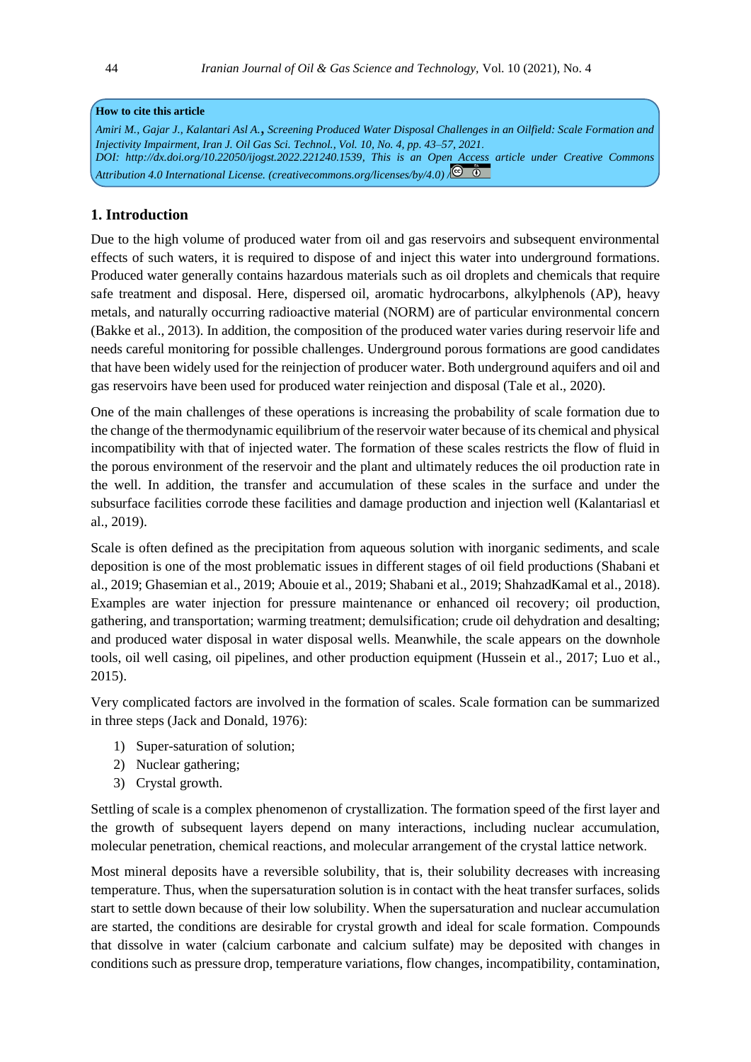**How to cite this article**

*Amiri M., Gajar J., Kalantari Asl A.*, *Screening Produced Water Disposal Challenges in an Oilfield: Scale Formation and Injectivity Impairment, Iran J. Oil Gas Sci. Technol., Vol. 10, No. 4, pp. 43–57, 2021.*
*DOI: http://dx.doi.org/10.22050/ijogst.2022.221240.1539, This is an Open Access article under Creative Commons Attribution 4.0 International License. (creativecommons.org/licenses/by/4.0)*

## 1. Introduction

Due to the high volume of produced water from oil and gas reservoirs and subsequent environmental effects of such waters, it is required to dispose of and inject this water into underground formations. Produced water generally contains hazardous materials such as oil droplets and chemicals that require safe treatment and disposal. Here, dispersed oil, aromatic hydrocarbons, alkylphenols (AP), heavy metals, and naturally occurring radioactive material (NORM) are of particular environmental concern (Bakke et al., 2013). In addition, the composition of the produced water varies during reservoir life and needs careful monitoring for possible challenges. Underground porous formations are good candidates that have been widely used for the reinjection of producer water. Both underground aquifers and oil and gas reservoirs have been used for produced water reinjection and disposal (Tale et al., 2020).

One of the main challenges of these operations is increasing the probability of scale formation due to the change of the thermodynamic equilibrium of the reservoir water because of its chemical and physical incompatibility with that of injected water. The formation of these scales restricts the flow of fluid in the porous environment of the reservoir and the plant and ultimately reduces the oil production rate in the well. In addition, the transfer and accumulation of these scales in the surface and under the subsurface facilities corrode these facilities and damage production and injection well (Kalantariasl et al., 2019).

Scale is often defined as the precipitation from aqueous solution with inorganic sediments, and scale deposition is one of the most problematic issues in different stages of oil field productions (Shabani et al., 2019; Ghasemian et al., 2019; Abouie et al., 2019; Shabani et al., 2019; ShahzadKamal et al., 2018). Examples are water injection for pressure maintenance or enhanced oil recovery; oil production, gathering, and transportation; warming treatment; demulsification; crude oil dehydration and desalting; and produced water disposal in water disposal wells. Meanwhile, the scale appears on the downhole tools, oil well casing, oil pipelines, and other production equipment (Hussein et al., 2017; Luo et al., 2015).

Very complicated factors are involved in the formation of scales. Scale formation can be summarized in three steps (Jack and Donald, 1976):

1) Super-saturation of solution;
2) Nuclear gathering;
3) Crystal growth.

Settling of scale is a complex phenomenon of crystallization. The formation speed of the first layer and the growth of subsequent layers depend on many interactions, including nuclear accumulation, molecular penetration, chemical reactions, and molecular arrangement of the crystal lattice network.

Most mineral deposits have a reversible solubility, that is, their solubility decreases with increasing temperature. Thus, when the supersaturation solution is in contact with the heat transfer surfaces, solids start to settle down because of their low solubility. When the supersaturation and nuclear accumulation are started, the conditions are desirable for crystal growth and ideal for scale formation. Compounds that dissolve in water (calcium carbonate and calcium sulfate) may be deposited with changes in conditions such as pressure drop, temperature variations, flow changes, incompatibility, contamination,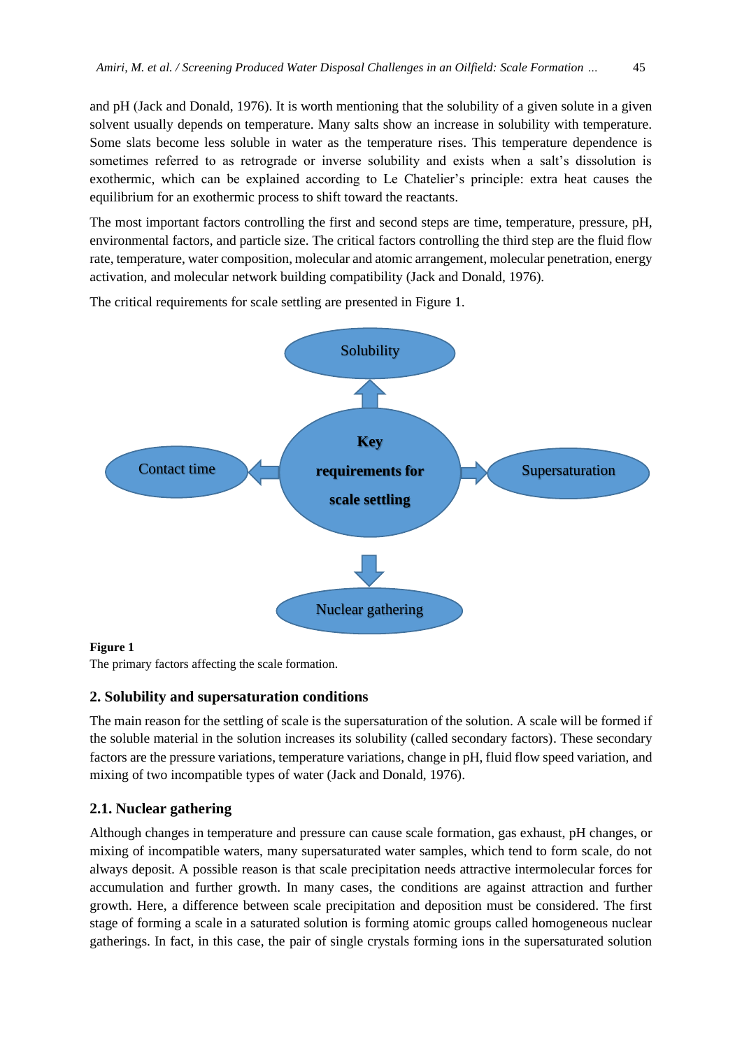and pH (Jack and Donald, 1976). It is worth mentioning that the solubility of a given solute in a given solvent usually depends on temperature. Many salts show an increase in solubility with temperature. Some slats become less soluble in water as the temperature rises. This temperature dependence is sometimes referred to as retrograde or inverse solubility and exists when a salt's dissolution is exothermic, which can be explained according to Le Chatelier's principle: extra heat causes the equilibrium for an exothermic process to shift toward the reactants.

The most important factors controlling the first and second steps are time, temperature, pressure, pH, environmental factors, and particle size. The critical factors controlling the third step are the fluid flow rate, temperature, water composition, molecular and atomic arrangement, molecular penetration, energy activation, and molecular network building compatibility (Jack and Donald, 1976).

The critical requirements for scale settling are presented in Figure 1.

Solubility

Contact time

**Key requirements for scale settling**

Supersaturation

Nuclear gathering

**Figure 1**
The primary factors affecting the scale formation.

## 2. Solubility and supersaturation conditions

The main reason for the settling of scale is the supersaturation of the solution. A scale will be formed if the soluble material in the solution increases its solubility (called secondary factors). These secondary factors are the pressure variations, temperature variations, change in pH, fluid flow speed variation, and mixing of two incompatible types of water (Jack and Donald, 1976).

### 2.1. Nuclear gathering

Although changes in temperature and pressure can cause scale formation, gas exhaust, pH changes, or mixing of incompatible waters, many supersaturated water samples, which tend to form scale, do not always deposit. A possible reason is that scale precipitation needs attractive intermolecular forces for accumulation and further growth. In many cases, the conditions are against attraction and further growth. Here, a difference between scale precipitation and deposition must be considered. The first stage of forming a scale in a saturated solution is forming atomic groups called homogeneous nuclear gatherings. In fact, in this case, the pair of single crystals forming ions in the supersaturated solution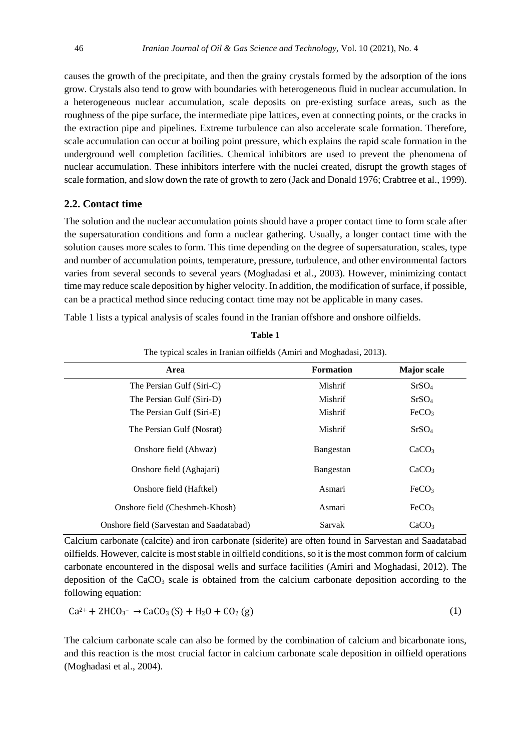causes the growth of the precipitate, and then the grainy crystals formed by the adsorption of the ions grow. Crystals also tend to grow with boundaries with heterogeneous fluid in nuclear accumulation. In a heterogeneous nuclear accumulation, scale deposits on pre-existing surface areas, such as the roughness of the pipe surface, the intermediate pipe lattices, even at connecting points, or the cracks in the extraction pipe and pipelines. Extreme turbulence can also accelerate scale formation. Therefore, scale accumulation can occur at boiling point pressure, which explains the rapid scale formation in the underground well completion facilities. Chemical inhibitors are used to prevent the phenomena of nuclear accumulation. These inhibitors interfere with the nuclei created, disrupt the growth stages of scale formation, and slow down the rate of growth to zero (Jack and Donald 1976; Crabtree et al., 1999).

## 2.2. Contact time

The solution and the nuclear accumulation points should have a proper contact time to form scale after the supersaturation conditions and form a nuclear gathering. Usually, a longer contact time with the solution causes more scales to form. This time depending on the degree of supersaturation, scales, type and number of accumulation points, temperature, pressure, turbulence, and other environmental factors varies from several seconds to several years (Moghadasi et al., 2003). However, minimizing contact time may reduce scale deposition by higher velocity. In addition, the modification of surface, if possible, can be a practical method since reducing contact time may not be applicable in many cases.

Table 1 lists a typical analysis of scales found in the Iranian offshore and onshore oilfields.

**Table 1**

The typical scales in Iranian oilfields (Amiri and Moghadasi, 2013).

| Area | Formation | Major scale |
|---|---|---|
| The Persian Gulf (Siri-C) | Mishrif | $SrSO_4$ |
| The Persian Gulf (Siri-D) | Mishrif | $SrSO_4$ |
| The Persian Gulf (Siri-E) | Mishrif | $FeCO_3$ |
| The Persian Gulf (Nosrat) | Mishrif | $SrSO_4$ |
| Onshore field (Ahwaz) | Bangestan | $CaCO_3$ |
| Onshore field (Aghajari) | Bangestan | $CaCO_3$ |
| Onshore field (Haftkel) | Asmari | $FeCO_3$ |
| Onshore field (Cheshmeh-Khosh) | Asmari | $FeCO_3$ |
| Onshore field (Sarvestan and Saadatabad) | Sarvak | $CaCO_3$ |

Calcium carbonate (calcite) and iron carbonate (siderite) are often found in Sarvestan and Saadatabad oilfields. However, calcite is most stable in oilfield conditions, so it is the most common form of calcium carbonate encountered in the disposal wells and surface facilities (Amiri and Moghadasi, 2012). The deposition of the $CaCO_3$ scale is obtained from the calcium carbonate deposition according to the following equation:

$$Ca^{2+} + 2HCO_3^- \rightarrow CaCO_3\,(S) + H_2O + CO_2\,(g) \tag{1}$$

The calcium carbonate scale can also be formed by the combination of calcium and bicarbonate ions, and this reaction is the most crucial factor in calcium carbonate scale deposition in oilfield operations (Moghadasi et al., 2004).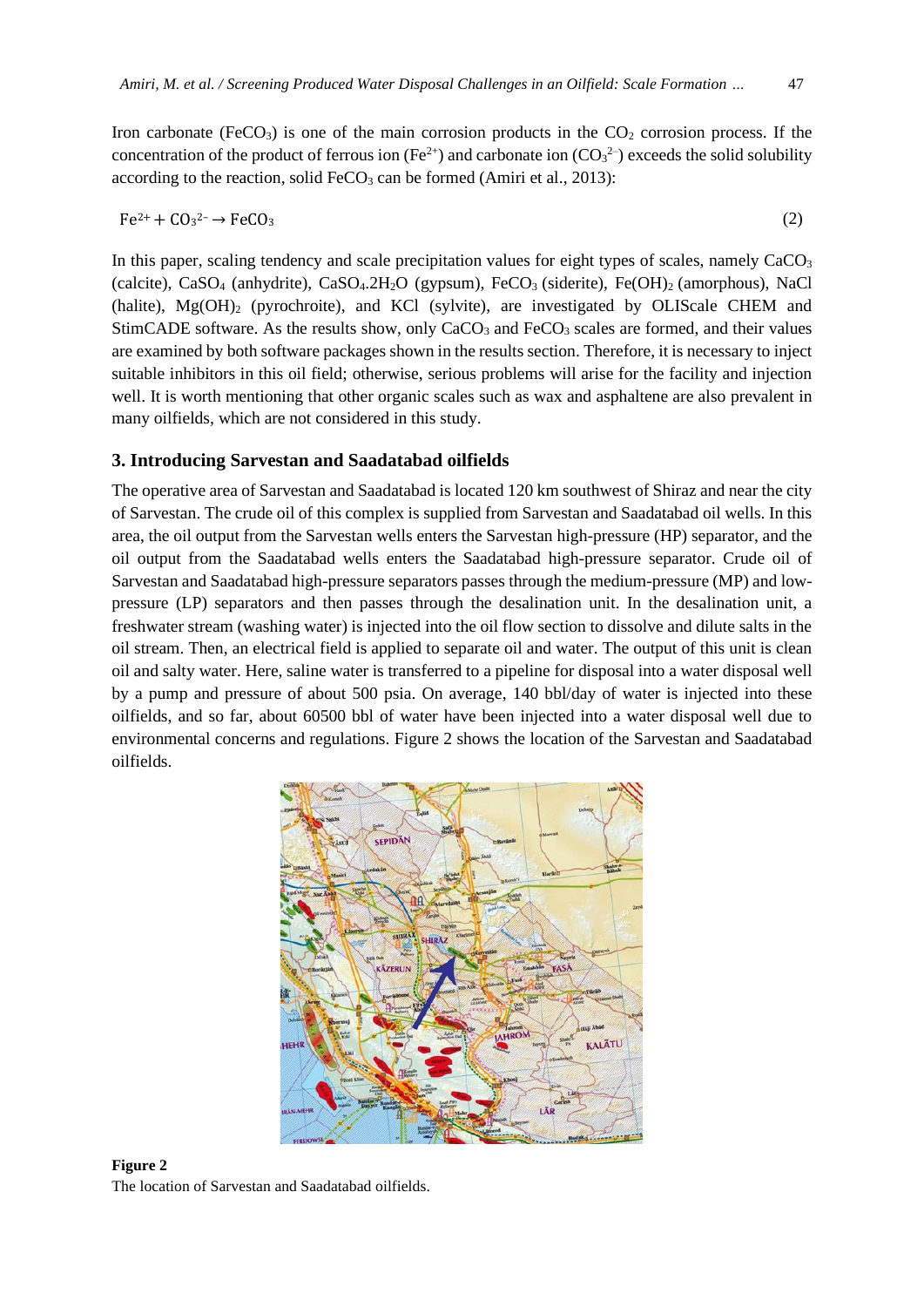Iron carbonate ($FeCO_3$) is one of the main corrosion products in the $CO_2$ corrosion process. If the concentration of the product of ferrous ion ($Fe^{2+}$) and carbonate ion ($CO_3^{2-}$) exceeds the solid solubility according to the reaction, solid $FeCO_3$ can be formed (Amiri et al., 2013):

$$Fe^{2+} + CO_3^{2-} \rightarrow FeCO_3 \tag{2}$$

In this paper, scaling tendency and scale precipitation values for eight types of scales, namely $CaCO_3$ (calcite), $CaSO_4$ (anhydrite), $CaSO_4.2H_2O$ (gypsum), $FeCO_3$ (siderite), $Fe(OH)_2$ (amorphous), NaCl (halite), $Mg(OH)_2$ (pyrochroite), and KCl (sylvite), are investigated by OLIScale CHEM and StimCADE software. As the results show, only $CaCO_3$ and $FeCO_3$ scales are formed, and their values are examined by both software packages shown in the results section. Therefore, it is necessary to inject suitable inhibitors in this oil field; otherwise, serious problems will arise for the facility and injection well. It is worth mentioning that other organic scales such as wax and asphaltene are also prevalent in many oilfields, which are not considered in this study.

## 3. Introducing Sarvestan and Saadatabad oilfields

The operative area of Sarvestan and Saadatabad is located 120 km southwest of Shiraz and near the city of Sarvestan. The crude oil of this complex is supplied from Sarvestan and Saadatabad oil wells. In this area, the oil output from the Sarvestan wells enters the Sarvestan high-pressure (HP) separator, and the oil output from the Saadatabad wells enters the Saadatabad high-pressure separator. Crude oil of Sarvestan and Saadatabad high-pressure separators passes through the medium-pressure (MP) and low-pressure (LP) separators and then passes through the desalination unit. In the desalination unit, a freshwater stream (washing water) is injected into the oil flow section to dissolve and dilute salts in the oil stream. Then, an electrical field is applied to separate oil and water. The output of this unit is clean oil and salty water. Here, saline water is transferred to a pipeline for disposal into a water disposal well by a pump and pressure of about 500 psia. On average, 140 bbl/day of water is injected into these oilfields, and so far, about 60500 bbl of water have been injected into a water disposal well due to environmental concerns and regulations. Figure 2 shows the location of the Sarvestan and Saadatabad oilfields.

**Figure 2**
The location of Sarvestan and Saadatabad oilfields.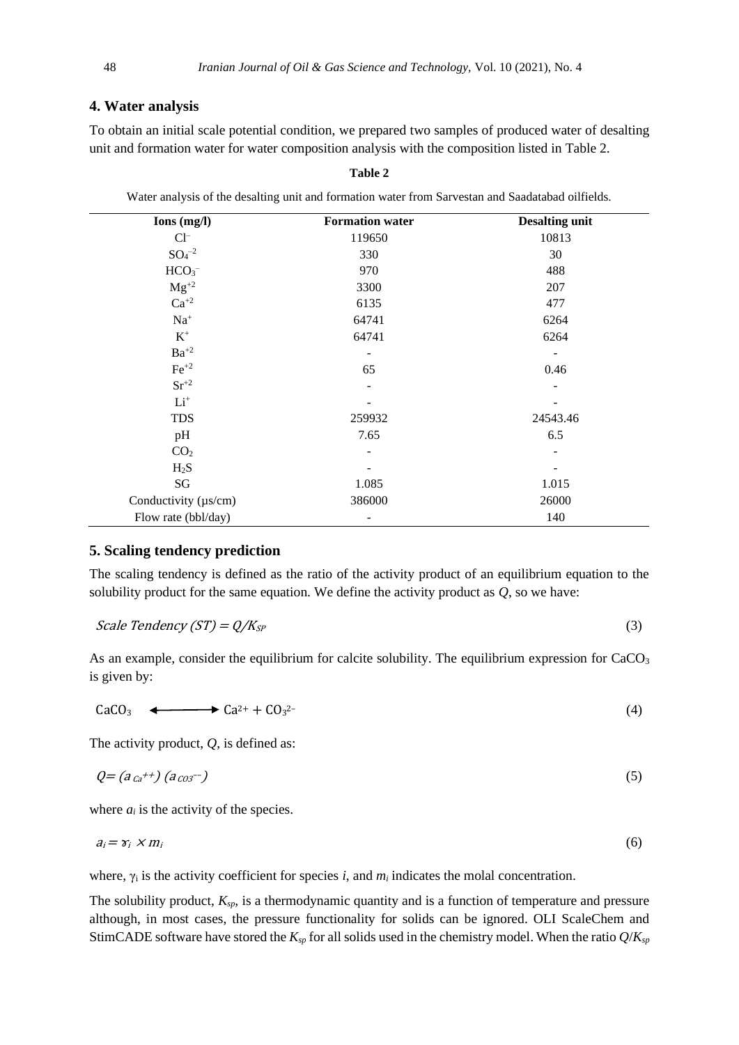## 4. Water analysis

To obtain an initial scale potential condition, we prepared two samples of produced water of desalting unit and formation water for water composition analysis with the composition listed in Table 2.

**Table 2**

Water analysis of the desalting unit and formation water from Sarvestan and Saadatabad oilfields.

| Ions (mg/l) | Formation water | Desalting unit |
|---|---|---|
| $Cl^{-}$ | 119650 | 10813 |
| $SO_4^{-2}$ | 330 | 30 |
| $HCO_3^{-}$ | 970 | 488 |
| $Mg^{+2}$ | 3300 | 207 |
| $Ca^{+2}$ | 6135 | 477 |
| $Na^{+}$ | 64741 | 6264 |
| $K^{+}$ | 64741 | 6264 |
| $Ba^{+2}$ | - | - |
| $Fe^{+2}$ | 65 | 0.46 |
| $Sr^{+2}$ | - | - |
| $Li^{+}$ | - | - |
| TDS | 259932 | 24543.46 |
| pH | 7.65 | 6.5 |
| $CO_2$ | - | - |
| $H_2S$ | - | - |
| SG | 1.085 | 1.015 |
| Conductivity (µs/cm) | 386000 | 26000 |
| Flow rate (bbl/day) | - | 140 |

## 5. Scaling tendency prediction

The scaling tendency is defined as the ratio of the activity product of an equilibrium equation to the solubility product for the same equation. We define the activity product as $Q$, so we have:

$$\text{Scale Tendency (ST)} = Q/K_{SP} \tag{3}$$

As an example, consider the equilibrium for calcite solubility. The equilibrium expression for $CaCO_3$ is given by:

$$CaCO_3 \longleftrightarrow Ca^{2+} + CO_3^{2-} \tag{4}$$

The activity product, $Q$, is defined as:

$$Q = (a_{Ca^{++}})(a_{CO_3^{--}}) \tag{5}$$

where $a_i$ is the activity of the species.

$$a_i = \gamma_i \times m_i \tag{6}$$

where, $\gamma_i$ is the activity coefficient for species $i$, and $m_i$ indicates the molal concentration.

The solubility product, $K_{sp}$, is a thermodynamic quantity and is a function of temperature and pressure although, in most cases, the pressure functionality for solids can be ignored. OLI ScaleChem and StimCADE software have stored the $K_{sp}$ for all solids used in the chemistry model. When the ratio $Q/K_{sp}$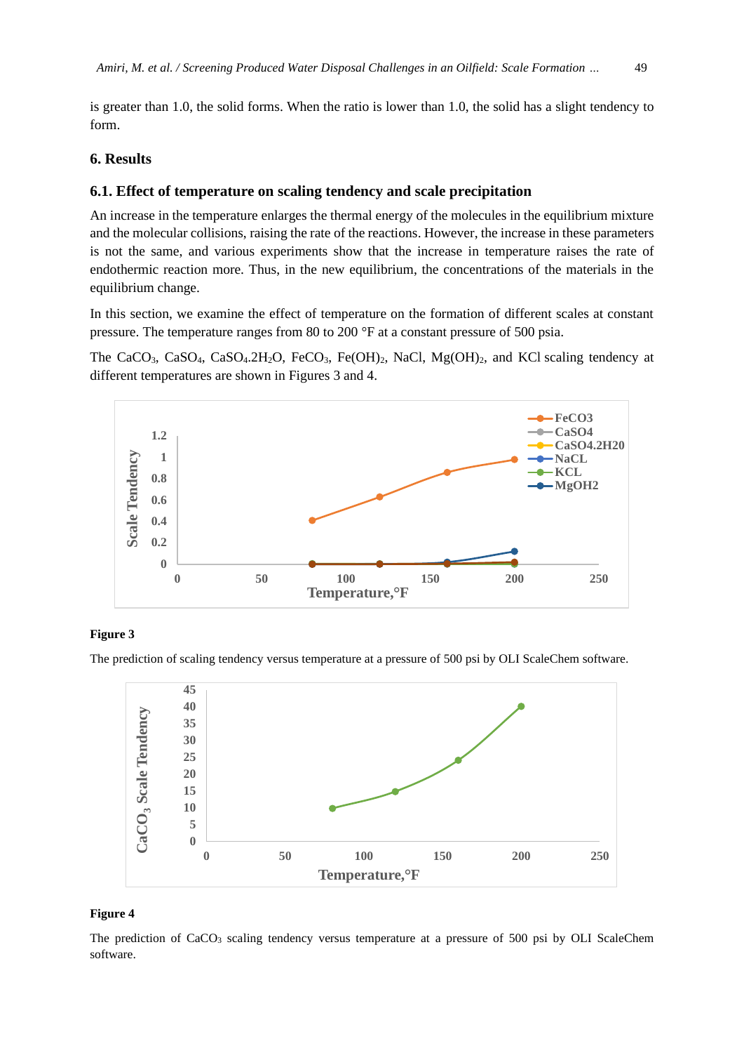is greater than 1.0, the solid forms. When the ratio is lower than 1.0, the solid has a slight tendency to form.

## 6. Results

### 6.1. Effect of temperature on scaling tendency and scale precipitation

An increase in the temperature enlarges the thermal energy of the molecules in the equilibrium mixture and the molecular collisions, raising the rate of the reactions. However, the increase in these parameters is not the same, and various experiments show that the increase in temperature raises the rate of endothermic reaction more. Thus, in the new equilibrium, the concentrations of the materials in the equilibrium change.

In this section, we examine the effect of temperature on the formation of different scales at constant pressure. The temperature ranges from 80 to 200 °F at a constant pressure of 500 psia.

The $CaCO_3$, $CaSO_4$, $CaSO_4.2H_2O$, $FeCO_3$, $Fe(OH)_2$, NaCl, $Mg(OH)_2$, and KCl scaling tendency at different temperatures are shown in Figures 3 and 4.

**Figure 3**

The prediction of scaling tendency versus temperature at a pressure of 500 psi by OLI ScaleChem software.

**Figure 4**

The prediction of $CaCO_3$ scaling tendency versus temperature at a pressure of 500 psi by OLI ScaleChem software.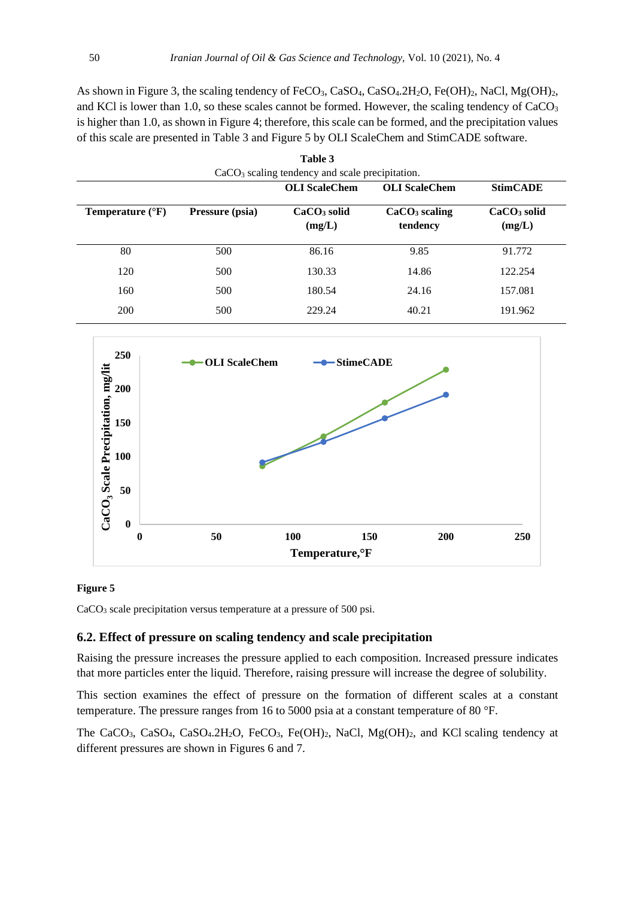As shown in Figure 3, the scaling tendency of $FeCO_3$, $CaSO_4$, $CaSO_4.2H_2O$, $Fe(OH)_2$, NaCl, $Mg(OH)_2$, and KCl is lower than 1.0, so these scales cannot be formed. However, the scaling tendency of $CaCO_3$ is higher than 1.0, as shown in Figure 4; therefore, this scale can be formed, and the precipitation values of this scale are presented in Table 3 and Figure 5 by OLI ScaleChem and StimCADE software.

**Table 3**

$CaCO_3$ scaling tendency and scale precipitation.

| | | OLI ScaleChem | OLI ScaleChem | StimCADE |
|---|---|---|---|---|
| **Temperature (°F)** | **Pressure (psia)** | **$CaCO_3$ solid (mg/L)** | **$CaCO_3$ scaling tendency** | **$CaCO_3$ solid (mg/L)** |
| 80 | 500 | 86.16 | 9.85 | 91.772 |
| 120 | 500 | 130.33 | 14.86 | 122.254 |
| 160 | 500 | 180.54 | 24.16 | 157.081 |
| 200 | 500 | 229.24 | 40.21 | 191.962 |

**Figure 5**

$CaCO_3$ scale precipitation versus temperature at a pressure of 500 psi.

## 6.2. Effect of pressure on scaling tendency and scale precipitation

Raising the pressure increases the pressure applied to each composition. Increased pressure indicates that more particles enter the liquid. Therefore, raising pressure will increase the degree of solubility.

This section examines the effect of pressure on the formation of different scales at a constant temperature. The pressure ranges from 16 to 5000 psia at a constant temperature of 80 °F.

The $CaCO_3$, $CaSO_4$, $CaSO_4.2H_2O$, $FeCO_3$, $Fe(OH)_2$, NaCl, $Mg(OH)_2$, and KCl scaling tendency at different pressures are shown in Figures 6 and 7.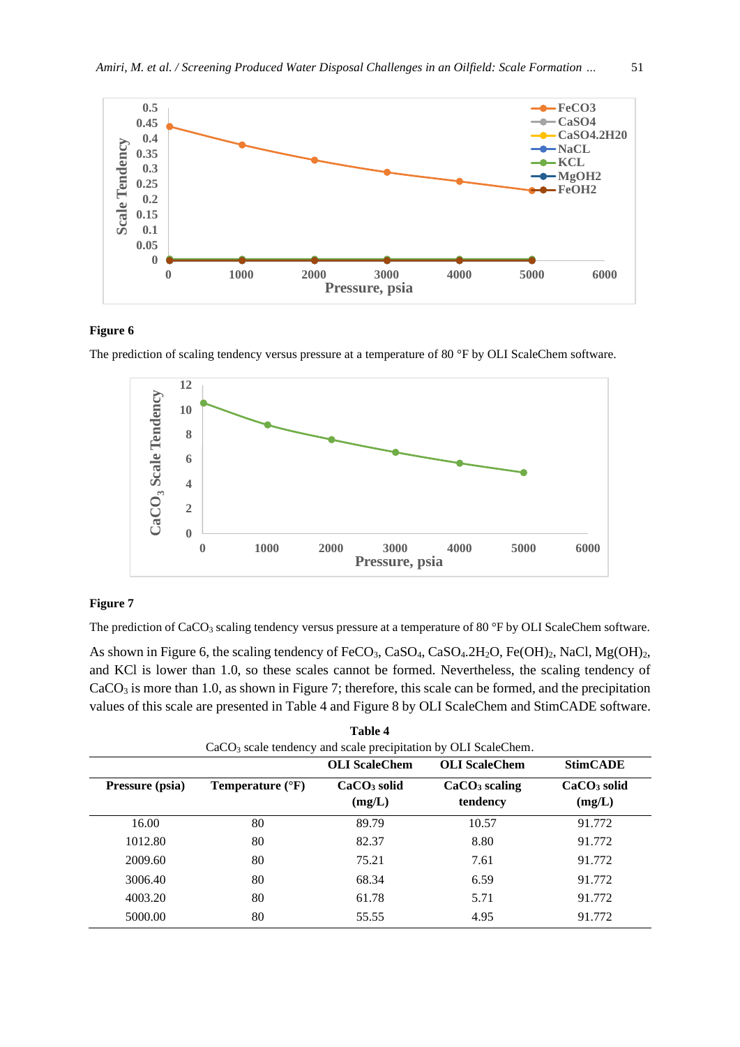**Figure 6**

The prediction of scaling tendency versus pressure at a temperature of 80 °F by OLI ScaleChem software.

**Figure 7**

The prediction of $CaCO_3$ scaling tendency versus pressure at a temperature of 80 °F by OLI ScaleChem software.

As shown in Figure 6, the scaling tendency of $FeCO_3$, $CaSO_4$, $CaSO_4.2H_2O$, $Fe(OH)_2$, NaCl, $Mg(OH)_2$, and KCl is lower than 1.0, so these scales cannot be formed. Nevertheless, the scaling tendency of $CaCO_3$ is more than 1.0, as shown in Figure 7; therefore, this scale can be formed, and the precipitation values of this scale are presented in Table 4 and Figure 8 by OLI ScaleChem and StimCADE software.

**Table 4**

$CaCO_3$ scale tendency and scale precipitation by OLI ScaleChem.

| | | OLI ScaleChem | OLI ScaleChem | StimCADE |
|---|---|---|---|---|
| **Pressure (psia)** | **Temperature (°F)** | **$CaCO_3$ solid (mg/L)** | **$CaCO_3$ scaling tendency** | **$CaCO_3$ solid (mg/L)** |
| 16.00 | 80 | 89.79 | 10.57 | 91.772 |
| 1012.80 | 80 | 82.37 | 8.80 | 91.772 |
| 2009.60 | 80 | 75.21 | 7.61 | 91.772 |
| 3006.40 | 80 | 68.34 | 6.59 | 91.772 |
| 4003.20 | 80 | 61.78 | 5.71 | 91.772 |
| 5000.00 | 80 | 55.55 | 4.95 | 91.772 |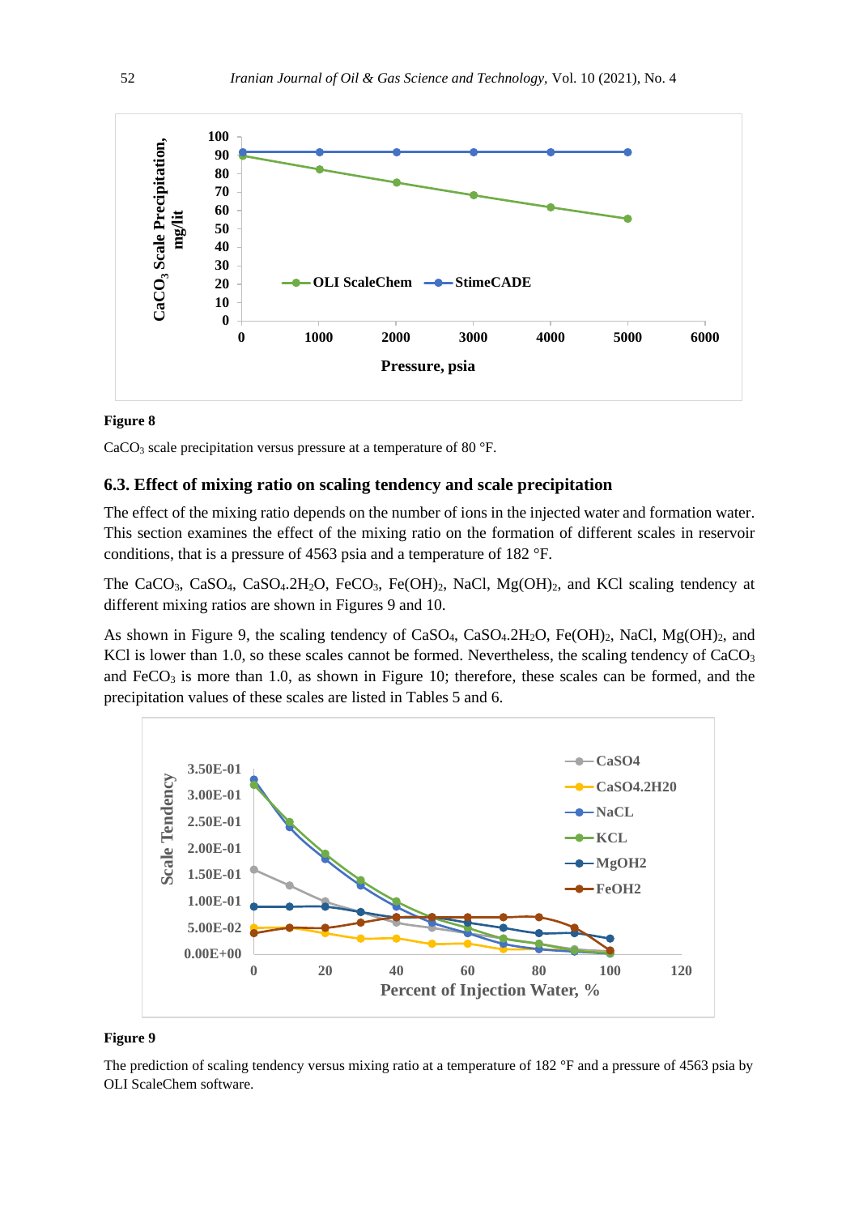**Figure 8**

$CaCO_3$ scale precipitation versus pressure at a temperature of 80 °F.

### 6.3. Effect of mixing ratio on scaling tendency and scale precipitation

The effect of the mixing ratio depends on the number of ions in the injected water and formation water. This section examines the effect of the mixing ratio on the formation of different scales in reservoir conditions, that is a pressure of 4563 psia and a temperature of 182 °F.

The $CaCO_3$, $CaSO_4$, $CaSO_4.2H_2O$, $FeCO_3$, $Fe(OH)_2$, NaCl, $Mg(OH)_2$, and KCl scaling tendency at different mixing ratios are shown in Figures 9 and 10.

As shown in Figure 9, the scaling tendency of $CaSO_4$, $CaSO_4.2H_2O$, $Fe(OH)_2$, NaCl, $Mg(OH)_2$, and KCl is lower than 1.0, so these scales cannot be formed. Nevertheless, the scaling tendency of $CaCO_3$ and $FeCO_3$ is more than 1.0, as shown in Figure 10; therefore, these scales can be formed, and the precipitation values of these scales are listed in Tables 5 and 6.

**Figure 9**

The prediction of scaling tendency versus mixing ratio at a temperature of 182 °F and a pressure of 4563 psia by OLI ScaleChem software.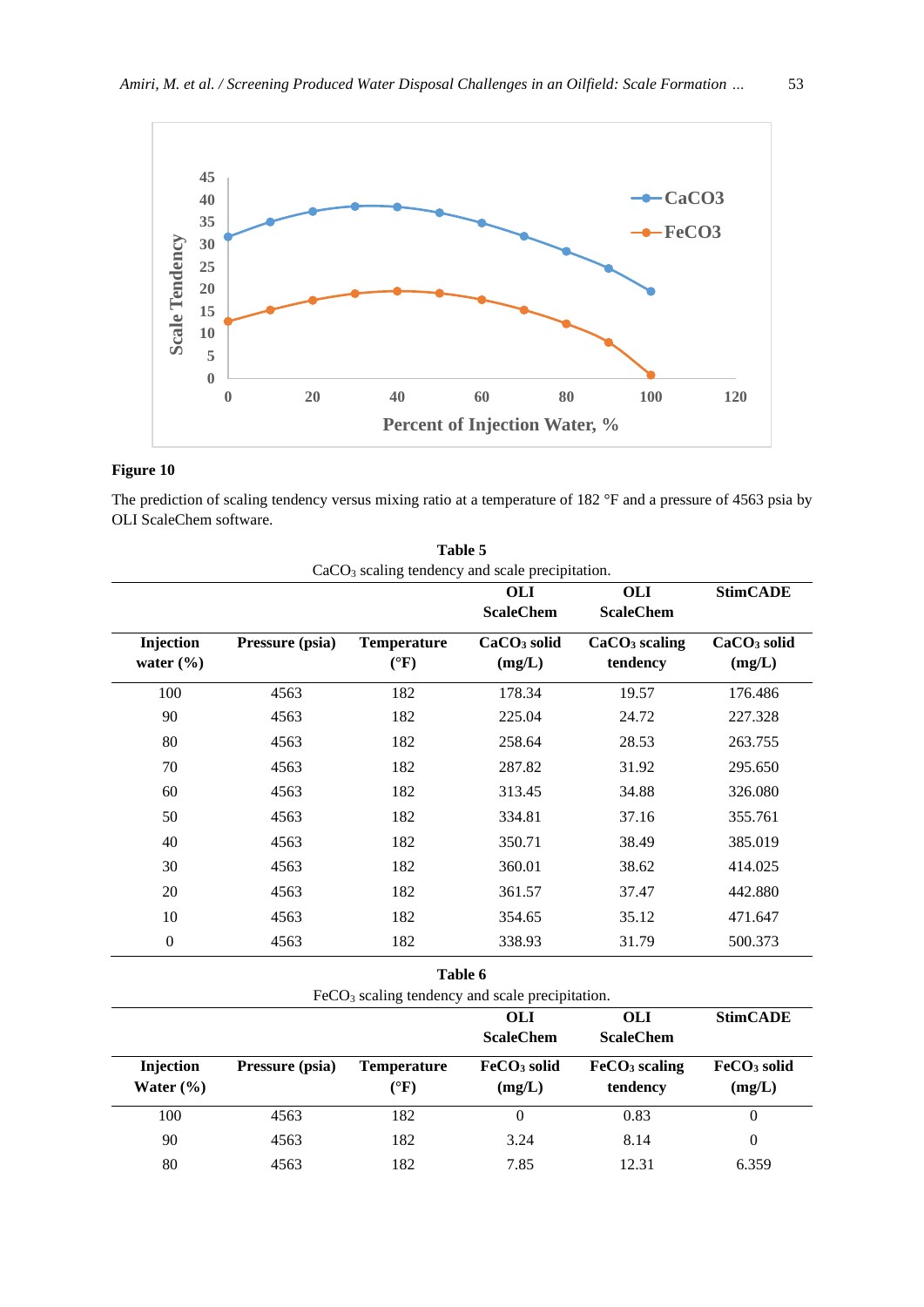**Figure 10**

The prediction of scaling tendency versus mixing ratio at a temperature of 182 °F and a pressure of 4563 psia by OLI ScaleChem software.

**Table 5**

$CaCO_3$ scaling tendency and scale precipitation.

| | | | OLI ScaleChem | OLI ScaleChem | StimCADE |
|---|---|---|---|---|---|
| **Injection water (%)** | **Pressure (psia)** | **Temperature (°F)** | **$CaCO_3$ solid (mg/L)** | **$CaCO_3$ scaling tendency** | **$CaCO_3$ solid (mg/L)** |
| 100 | 4563 | 182 | 178.34 | 19.57 | 176.486 |
| 90 | 4563 | 182 | 225.04 | 24.72 | 227.328 |
| 80 | 4563 | 182 | 258.64 | 28.53 | 263.755 |
| 70 | 4563 | 182 | 287.82 | 31.92 | 295.650 |
| 60 | 4563 | 182 | 313.45 | 34.88 | 326.080 |
| 50 | 4563 | 182 | 334.81 | 37.16 | 355.761 |
| 40 | 4563 | 182 | 350.71 | 38.49 | 385.019 |
| 30 | 4563 | 182 | 360.01 | 38.62 | 414.025 |
| 20 | 4563 | 182 | 361.57 | 37.47 | 442.880 |
| 10 | 4563 | 182 | 354.65 | 35.12 | 471.647 |
| 0 | 4563 | 182 | 338.93 | 31.79 | 500.373 |

**Table 6**

$FeCO_3$ scaling tendency and scale precipitation.

| | | | OLI ScaleChem | OLI ScaleChem | StimCADE |
|---|---|---|---|---|---|
| **Injection Water (%)** | **Pressure (psia)** | **Temperature (°F)** | **$FeCO_3$ solid (mg/L)** | **$FeCO_3$ scaling tendency** | **$FeCO_3$ solid (mg/L)** |
| 100 | 4563 | 182 | 0 | 0.83 | 0 |
| 90 | 4563 | 182 | 3.24 | 8.14 | 0 |
| 80 | 4563 | 182 | 7.85 | 12.31 | 6.359 |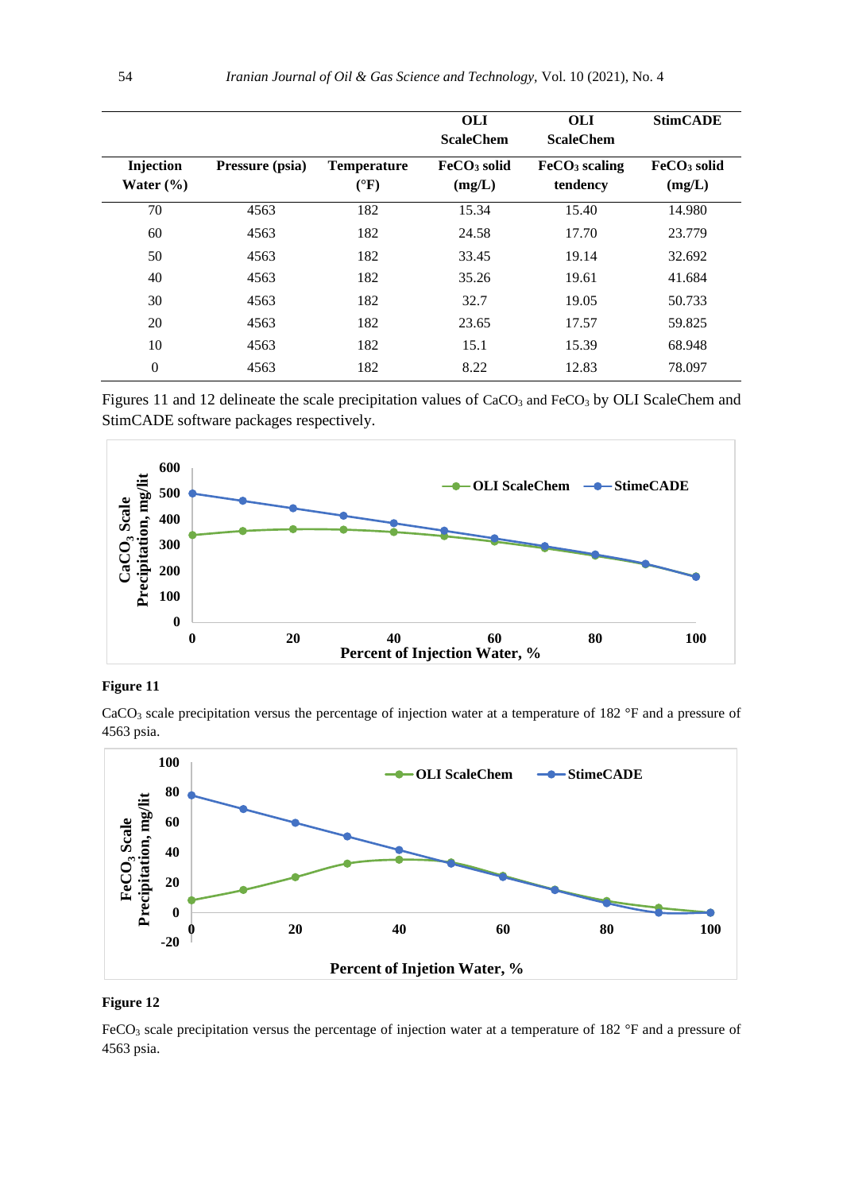| | | | OLI ScaleChem | OLI ScaleChem | StimCADE |
|---|---|---|---|---|---|
| Injection Water (%) | Pressure (psia) | Temperature (°F) | $FeCO_3$ solid (mg/L) | $FeCO_3$ scaling tendency | $FeCO_3$ solid (mg/L) |
| 70 | 4563 | 182 | 15.34 | 15.40 | 14.980 |
| 60 | 4563 | 182 | 24.58 | 17.70 | 23.779 |
| 50 | 4563 | 182 | 33.45 | 19.14 | 32.692 |
| 40 | 4563 | 182 | 35.26 | 19.61 | 41.684 |
| 30 | 4563 | 182 | 32.7 | 19.05 | 50.733 |
| 20 | 4563 | 182 | 23.65 | 17.57 | 59.825 |
| 10 | 4563 | 182 | 15.1 | 15.39 | 68.948 |
| 0 | 4563 | 182 | 8.22 | 12.83 | 78.097 |

Figures 11 and 12 delineate the scale precipitation values of $CaCO_3$ and $FeCO_3$ by OLI ScaleChem and StimCADE software packages respectively.

**Figure 11**

$CaCO_3$ scale precipitation versus the percentage of injection water at a temperature of 182 °F and a pressure of 4563 psia.

**Figure 12**

$FeCO_3$ scale precipitation versus the percentage of injection water at a temperature of 182 °F and a pressure of 4563 psia.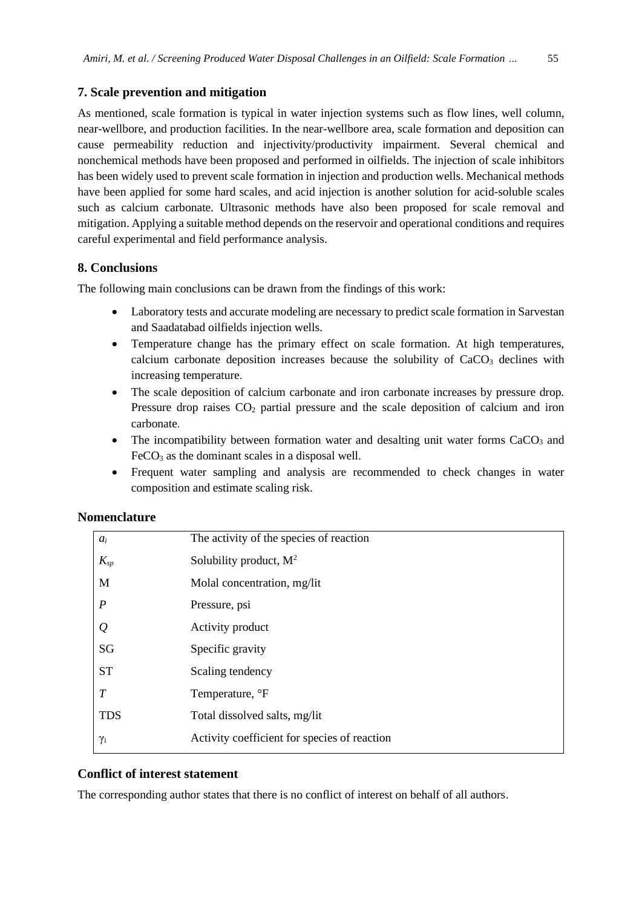## 7. Scale prevention and mitigation

As mentioned, scale formation is typical in water injection systems such as flow lines, well column, near-wellbore, and production facilities. In the near-wellbore area, scale formation and deposition can cause permeability reduction and injectivity/productivity impairment. Several chemical and nonchemical methods have been proposed and performed in oilfields. The injection of scale inhibitors has been widely used to prevent scale formation in injection and production wells. Mechanical methods have been applied for some hard scales, and acid injection is another solution for acid-soluble scales such as calcium carbonate. Ultrasonic methods have also been proposed for scale removal and mitigation. Applying a suitable method depends on the reservoir and operational conditions and requires careful experimental and field performance analysis.

## 8. Conclusions

The following main conclusions can be drawn from the findings of this work:

- Laboratory tests and accurate modeling are necessary to predict scale formation in Sarvestan and Saadatabad oilfields injection wells.
- Temperature change has the primary effect on scale formation. At high temperatures, calcium carbonate deposition increases because the solubility of $CaCO_3$ declines with increasing temperature.
- The scale deposition of calcium carbonate and iron carbonate increases by pressure drop. Pressure drop raises $CO_2$ partial pressure and the scale deposition of calcium and iron carbonate.
- The incompatibility between formation water and desalting unit water forms $CaCO_3$ and $FeCO_3$ as the dominant scales in a disposal well.
- Frequent water sampling and analysis are recommended to check changes in water composition and estimate scaling risk.

## Nomenclature

| | |
|---|---|
| $a_i$ | The activity of the species of reaction |
| $K_{sp}$ | Solubility product, $M^2$ |
| M | Molal concentration, mg/lit |
| $P$ | Pressure, psi |
| $Q$ | Activity product |
| SG | Specific gravity |
| ST | Scaling tendency |
| $T$ | Temperature, °F |
| TDS | Total dissolved salts, mg/lit |
| $\gamma_i$ | Activity coefficient for species of reaction |

## Conflict of interest statement

The corresponding author states that there is no conflict of interest on behalf of all authors.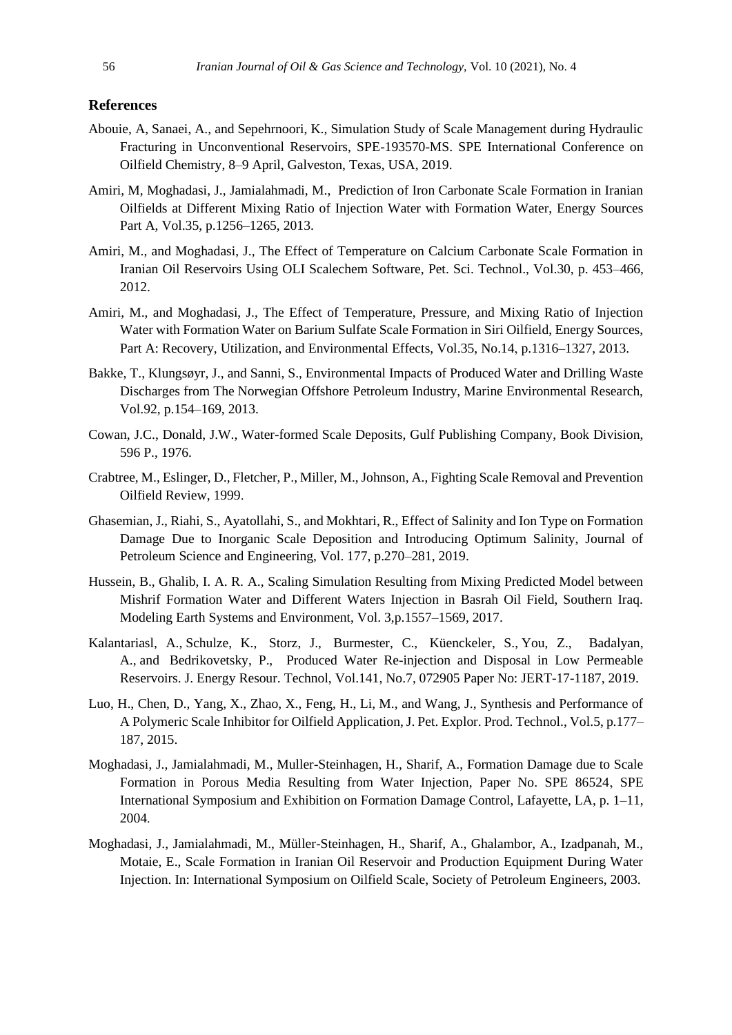## References

Abouie, A, Sanaei, A., and Sepehrnoori, K., Simulation Study of Scale Management during Hydraulic Fracturing in Unconventional Reservoirs, SPE-193570-MS. SPE International Conference on Oilfield Chemistry, 8–9 April, Galveston, Texas, USA, 2019.

Amiri, M, Moghadasi, J., Jamialahmadi, M., Prediction of Iron Carbonate Scale Formation in Iranian Oilfields at Different Mixing Ratio of Injection Water with Formation Water, Energy Sources Part A, Vol.35, p.1256–1265, 2013.

Amiri, M., and Moghadasi, J., The Effect of Temperature on Calcium Carbonate Scale Formation in Iranian Oil Reservoirs Using OLI Scalechem Software, Pet. Sci. Technol., Vol.30, p. 453–466, 2012.

Amiri, M., and Moghadasi, J., The Effect of Temperature, Pressure, and Mixing Ratio of Injection Water with Formation Water on Barium Sulfate Scale Formation in Siri Oilfield, Energy Sources, Part A: Recovery, Utilization, and Environmental Effects, Vol.35, No.14, p.1316–1327, 2013.

Bakke, T., Klungsøyr, J., and Sanni, S., Environmental Impacts of Produced Water and Drilling Waste Discharges from The Norwegian Offshore Petroleum Industry, Marine Environmental Research, Vol.92, p.154–169, 2013.

Cowan, J.C., Donald, J.W., Water-formed Scale Deposits, Gulf Publishing Company, Book Division, 596 P., 1976.

Crabtree, M., Eslinger, D., Fletcher, P., Miller, M., Johnson, A., Fighting Scale Removal and Prevention Oilfield Review, 1999.

Ghasemian, J., Riahi, S., Ayatollahi, S., and Mokhtari, R., Effect of Salinity and Ion Type on Formation Damage Due to Inorganic Scale Deposition and Introducing Optimum Salinity, Journal of Petroleum Science and Engineering, Vol. 177, p.270–281, 2019.

Hussein, B., Ghalib, I. A. R. A., Scaling Simulation Resulting from Mixing Predicted Model between Mishrif Formation Water and Different Waters Injection in Basrah Oil Field, Southern Iraq. Modeling Earth Systems and Environment, Vol. 3,p.1557–1569, 2017.

Kalantariasl, A., Schulze, K., Storz, J., Burmester, C., Küenckeler, S., You, Z., Badalyan, A., and Bedrikovetsky, P., Produced Water Re-injection and Disposal in Low Permeable Reservoirs. J. Energy Resour. Technol, Vol.141, No.7, 072905 Paper No: JERT-17-1187, 2019.

Luo, H., Chen, D., Yang, X., Zhao, X., Feng, H., Li, M., and Wang, J., Synthesis and Performance of A Polymeric Scale Inhibitor for Oilfield Application, J. Pet. Explor. Prod. Technol., Vol.5, p.177–187, 2015.

Moghadasi, J., Jamialahmadi, M., Muller-Steinhagen, H., Sharif, A., Formation Damage due to Scale Formation in Porous Media Resulting from Water Injection, Paper No. SPE 86524, SPE International Symposium and Exhibition on Formation Damage Control, Lafayette, LA, p. 1–11, 2004.

Moghadasi, J., Jamialahmadi, M., Müller-Steinhagen, H., Sharif, A., Ghalambor, A., Izadpanah, M., Motaie, E., Scale Formation in Iranian Oil Reservoir and Production Equipment During Water Injection. In: International Symposium on Oilfield Scale, Society of Petroleum Engineers, 2003.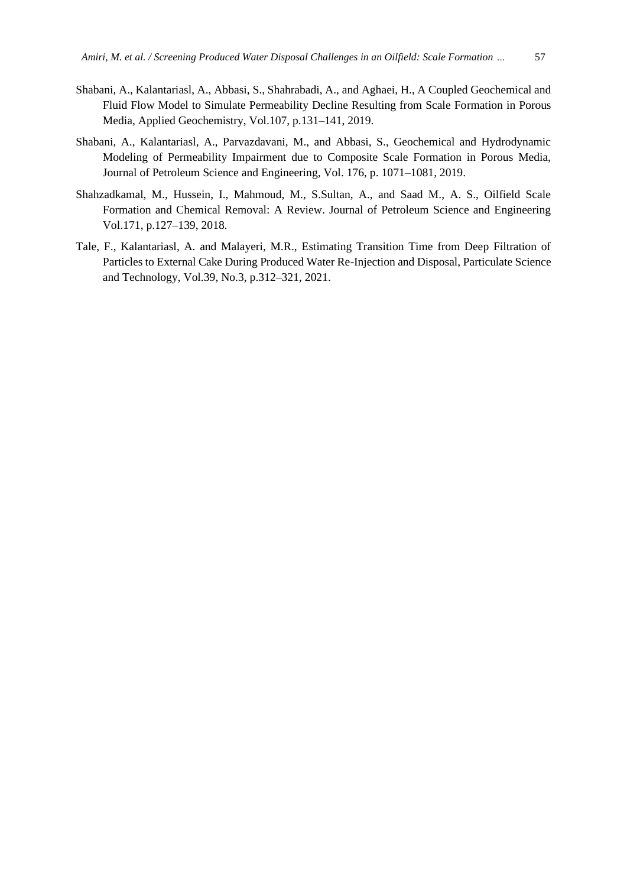Shabani, A., Kalantariasl, A., Abbasi, S., Shahrabadi, A., and Aghaei, H., A Coupled Geochemical and Fluid Flow Model to Simulate Permeability Decline Resulting from Scale Formation in Porous Media, Applied Geochemistry, Vol.107, p.131–141, 2019.

Shabani, A., Kalantariasl, A., Parvazdavani, M., and Abbasi, S., Geochemical and Hydrodynamic Modeling of Permeability Impairment due to Composite Scale Formation in Porous Media, Journal of Petroleum Science and Engineering, Vol. 176, p. 1071–1081, 2019.

Shahzadkamal, M., Hussein, I., Mahmoud, M., S.Sultan, A., and Saad M., A. S., Oilfield Scale Formation and Chemical Removal: A Review. Journal of Petroleum Science and Engineering Vol.171, p.127–139, 2018.

Tale, F., Kalantariasl, A. and Malayeri, M.R., Estimating Transition Time from Deep Filtration of Particles to External Cake During Produced Water Re-Injection and Disposal, Particulate Science and Technology, Vol.39, No.3, p.312–321, 2021.